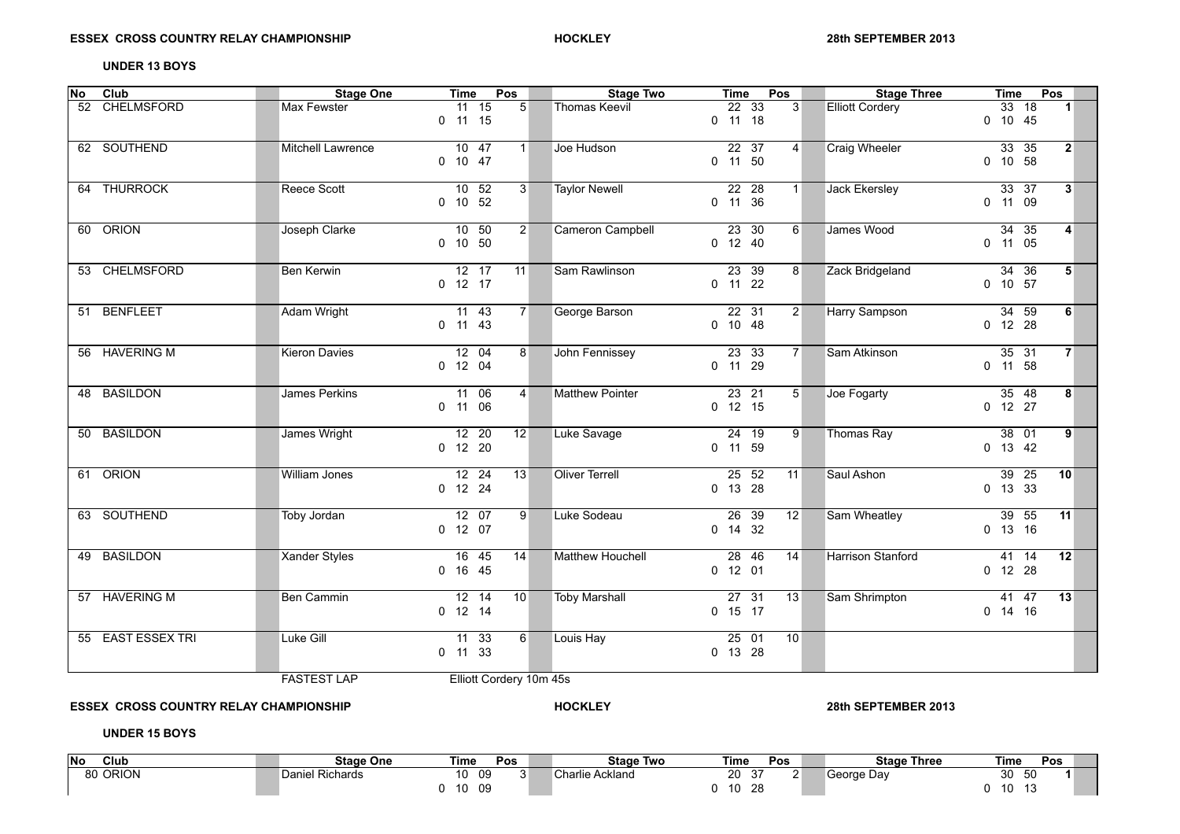**ESSEX CROSS COUNTRY RELAY CHAMPIONSHIP** **HOCKLEY** **28th SEPTEMBER 2013**

**UNDER 13 BOYS**

| No | Club | Stage One | Time | Pos | Stage Two | Time | Pos | Stage Three | Time | Pos |
|---|---|---|---|---|---|---|---|---|---|---|
| 52 | CHELMSFORD | Max Fewster | 11 15<br>0 11 15 | 5 | Thomas Keevil | 22 33<br>0 11 18 | 3 | Elliott Cordery | 33 18<br>0 10 45 | 1 |
| 62 | SOUTHEND | Mitchell Lawrence | 10 47<br>0 10 47 | 1 | Joe Hudson | 22 37<br>0 11 50 | 4 | Craig Wheeler | 33 35<br>0 10 58 | 2 |
| 64 | THURROCK | Reece Scott | 10 52<br>0 10 52 | 3 | Taylor Newell | 22 28<br>0 11 36 | 1 | Jack Ekersley | 33 37<br>0 11 09 | 3 |
| 60 | ORION | Joseph Clarke | 10 50<br>0 10 50 | 2 | Cameron Campbell | 23 30<br>0 12 40 | 6 | James Wood | 34 35<br>0 11 05 | 4 |
| 53 | CHELMSFORD | Ben Kerwin | 12 17<br>0 12 17 | 11 | Sam Rawlinson | 23 39<br>0 11 22 | 8 | Zack Bridgeland | 34 36<br>0 10 57 | 5 |
| 51 | BENFLEET | Adam Wright | 11 43<br>0 11 43 | 7 | George Barson | 22 31<br>0 10 48 | 2 | Harry Sampson | 34 59<br>0 12 28 | 6 |
| 56 | HAVERING M | Kieron Davies | 12 04<br>0 12 04 | 8 | John Fennissey | 23 33<br>0 11 29 | 7 | Sam Atkinson | 35 31<br>0 11 58 | 7 |
| 48 | BASILDON | James Perkins | 11 06<br>0 11 06 | 4 | Matthew Pointer | 23 21<br>0 12 15 | 5 | Joe Fogarty | 35 48<br>0 12 27 | 8 |
| 50 | BASILDON | James Wright | 12 20<br>0 12 20 | 12 | Luke Savage | 24 19<br>0 11 59 | 9 | Thomas Ray | 38 01<br>0 13 42 | 9 |
| 61 | ORION | William Jones | 12 24<br>0 12 24 | 13 | Oliver Terrell | 25 52<br>0 13 28 | 11 | Saul Ashon | 39 25<br>0 13 33 | 10 |
| 63 | SOUTHEND | Toby Jordan | 12 07<br>0 12 07 | 9 | Luke Sodeau | 26 39<br>0 14 32 | 12 | Sam Wheatley | 39 55<br>0 13 16 | 11 |
| 49 | BASILDON | Xander Styles | 16 45<br>0 16 45 | 14 | Matthew Houchell | 28 46<br>0 12 01 | 14 | Harrison Stanford | 41 14<br>0 12 28 | 12 |
| 57 | HAVERING M | Ben Cammin | 12 14<br>0 12 14 | 10 | Toby Marshall | 27 31<br>0 15 17 | 13 | Sam Shrimpton | 41 47<br>0 14 16 | 13 |
| 55 | EAST ESSEX TRI | Luke Gill | 11 33<br>0 11 33 | 6 | Louis Hay | 25 01<br>0 13 28 | 10 | | | |

FASTEST LAP Elliott Cordery 10m 45s

**ESSEX CROSS COUNTRY RELAY CHAMPIONSHIP** **HOCKLEY** **28th SEPTEMBER 2013**

**UNDER 15 BOYS**

| No | Club | Stage One | Time | Pos | Stage Two | Time | Pos | Stage Three | Time | Pos |
|---|---|---|---|---|---|---|---|---|---|---|
| 80 | ORION | Daniel Richards | 10 09<br>0 10 09 | 3 | Charlie Ackland | 20 37<br>0 10 28 | 2 | George Day | 30 50<br>0 10 13 | 1 |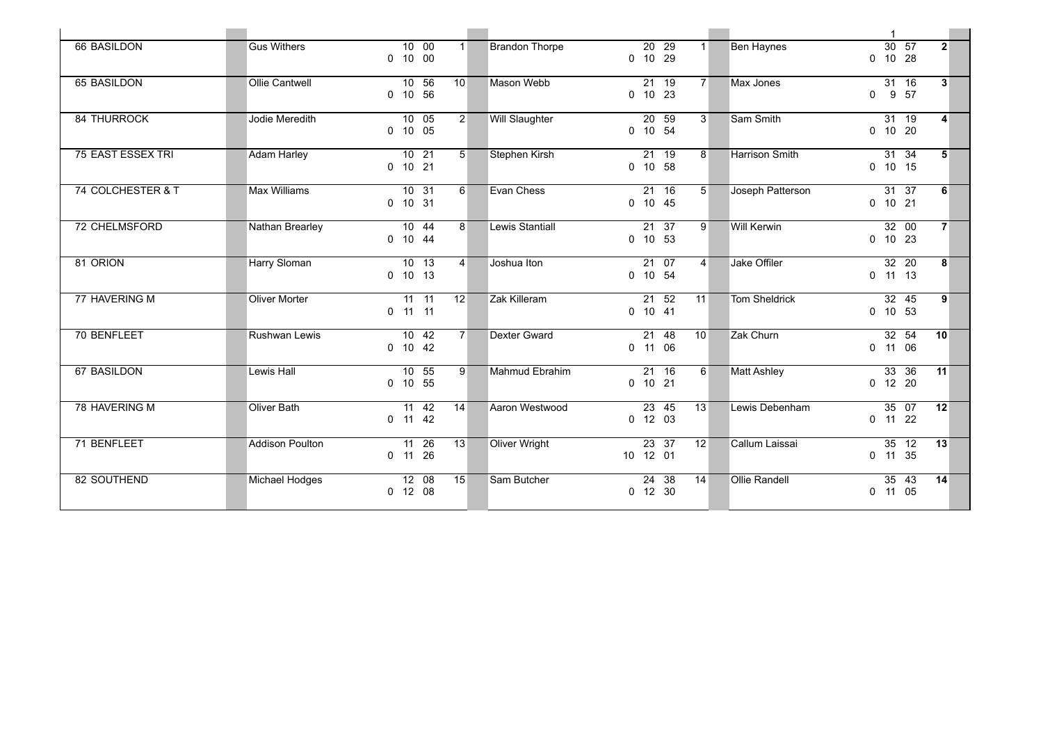| | | | | | | | | | |
|---|---|---|---|---|---|---|---|---|---|
| | | | | | | | | 1 | |
| 66 BASILDON | Gus Withers | 10 00<br>0 10 00 | 1 | Brandon Thorpe | 20 29<br>0 10 29 | 1 | Ben Haynes | 30 57<br>0 10 28 | 2 |
| 65 BASILDON | Ollie Cantwell | 10 56<br>0 10 56 | 10 | Mason Webb | 21 19<br>0 10 23 | 7 | Max Jones | 31 16<br>0 9 57 | 3 |
| 84 THURROCK | Jodie Meredith | 10 05<br>0 10 05 | 2 | Will Slaughter | 20 59<br>0 10 54 | 3 | Sam Smith | 31 19<br>0 10 20 | 4 |
| 75 EAST ESSEX TRI | Adam Harley | 10 21<br>0 10 21 | 5 | Stephen Kirsh | 21 19<br>0 10 58 | 8 | Harrison Smith | 31 34<br>0 10 15 | 5 |
| 74 COLCHESTER & T | Max Williams | 10 31<br>0 10 31 | 6 | Evan Chess | 21 16<br>0 10 45 | 5 | Joseph Patterson | 31 37<br>0 10 21 | 6 |
| 72 CHELMSFORD | Nathan Brearley | 10 44<br>0 10 44 | 8 | Lewis Stantiall | 21 37<br>0 10 53 | 9 | Will Kerwin | 32 00<br>0 10 23 | 7 |
| 81 ORION | Harry Sloman | 10 13<br>0 10 13 | 4 | Joshua Iton | 21 07<br>0 10 54 | 4 | Jake Offiler | 32 20<br>0 11 13 | 8 |
| 77 HAVERING M | Oliver Morter | 11 11<br>0 11 11 | 12 | Zak Killeram | 21 52<br>0 10 41 | 11 | Tom Sheldrick | 32 45<br>0 10 53 | 9 |
| 70 BENFLEET | Rushwan Lewis | 10 42<br>0 10 42 | 7 | Dexter Gward | 21 48<br>0 11 06 | 10 | Zak Churn | 32 54<br>0 11 06 | 10 |
| 67 BASILDON | Lewis Hall | 10 55<br>0 10 55 | 9 | Mahmud Ebrahim | 21 16<br>0 10 21 | 6 | Matt Ashley | 33 36<br>0 12 20 | 11 |
| 78 HAVERING M | Oliver Bath | 11 42<br>0 11 42 | 14 | Aaron Westwood | 23 45<br>0 12 03 | 13 | Lewis Debenham | 35 07<br>0 11 22 | 12 |
| 71 BENFLEET | Addison Poulton | 11 26<br>0 11 26 | 13 | Oliver Wright | 23 37<br>10 12 01 | 12 | Callum Laissai | 35 12<br>0 11 35 | 13 |
| 82 SOUTHEND | Michael Hodges | 12 08<br>0 12 08 | 15 | Sam Butcher | 24 38<br>0 12 30 | 14 | Ollie Randell | 35 43<br>0 11 05 | 14 |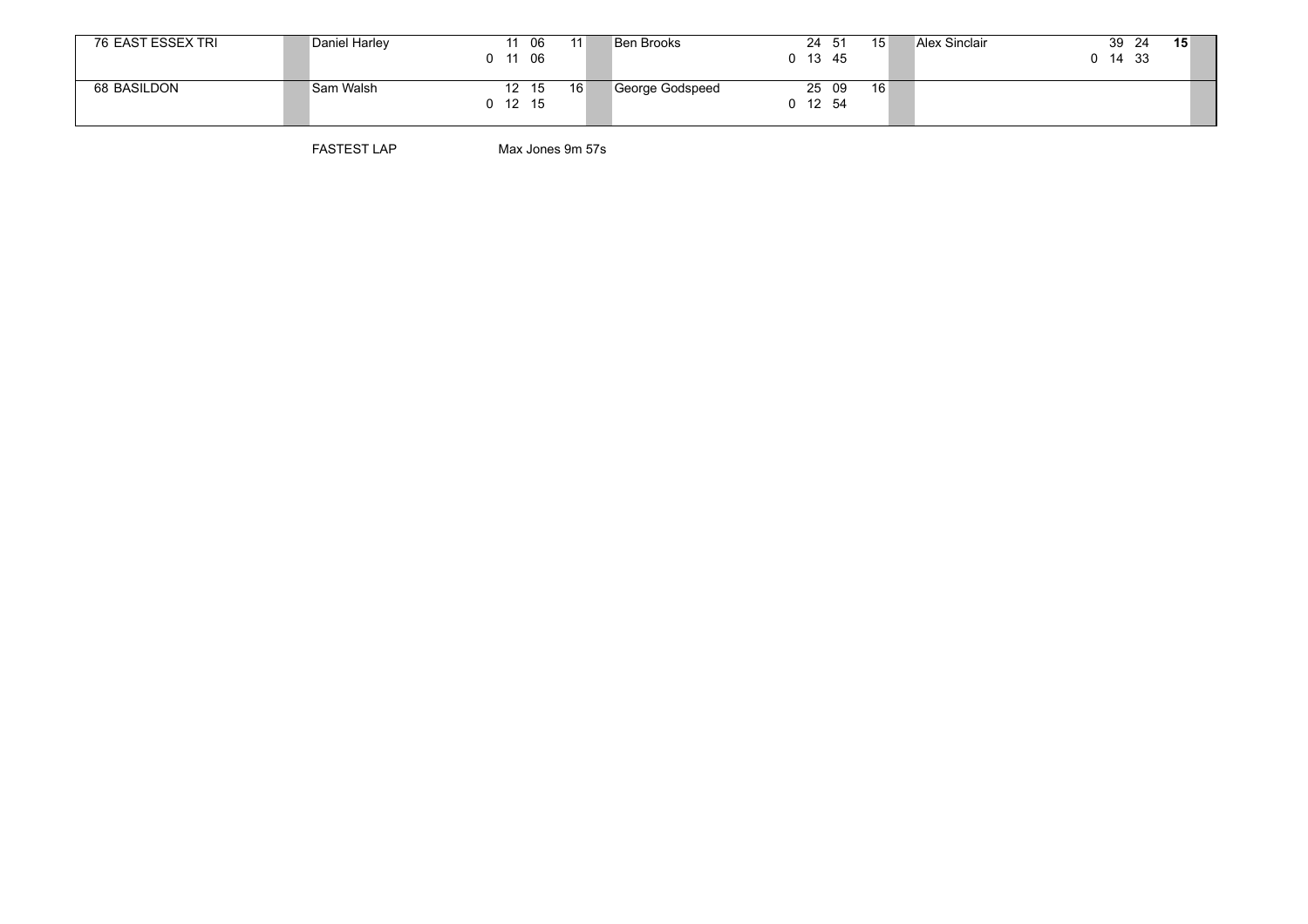| Team | Runner 1 | Time | Pos | Runner 2 | Time | Pos | Runner 3 | Time | Pos |
|---|---|---|---|---|---|---|---|---|---|
| 76 EAST ESSEX TRI | Daniel Harley | 11 06<br>0 11 06 | 11 | Ben Brooks | 24 51<br>0 13 45 | 15 | Alex Sinclair | 39 24<br>0 14 33 | **15** |
| 68 BASILDON | Sam Walsh | 12 15<br>0 12 15 | 16 | George Godspeed | 25 09<br>0 12 54 | 16 | | | |

FASTEST LAP Max Jones 9m 57s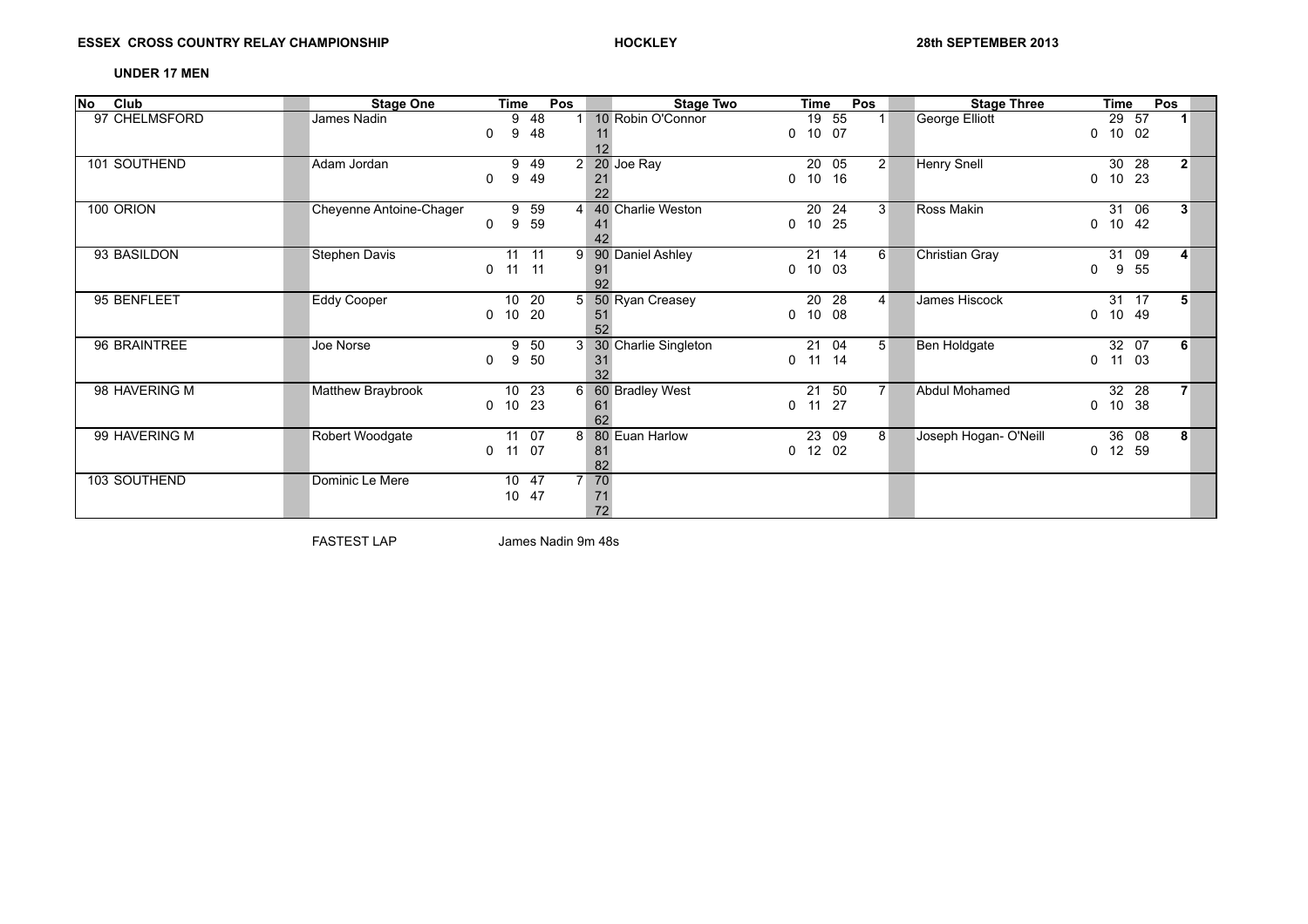**ESSEX CROSS COUNTRY RELAY CHAMPIONSHIP** **HOCKLEY** **28th SEPTEMBER 2013**

**UNDER 17 MEN**

| No | Club | Stage One | Time | Pos | | Stage Two | Time | Pos | Stage Three | Time | Pos |
|---|---|---|---|---|---|---|---|---|---|---|---|
| 97 | CHELMSFORD | James Nadin | 9 48 | 1 | 10 | Robin O'Connor | 19 55 | 1 | George Elliott | 29 57 | 1 |
| | | | 0 9 48 | | 11 | | 0 10 07 | | | 0 10 02 | |
| | | | | | 12 | | | | | | |
| 101 | SOUTHEND | Adam Jordan | 9 49 | 2 | 20 | Joe Ray | 20 05 | 2 | Henry Snell | 30 28 | 2 |
| | | | 0 9 49 | | 21 | | 0 10 16 | | | 0 10 23 | |
| | | | | | 22 | | | | | | |
| 100 | ORION | Cheyenne Antoine-Chager | 9 59 | 4 | 40 | Charlie Weston | 20 24 | 3 | Ross Makin | 31 06 | 3 |
| | | | 0 9 59 | | 41 | | 0 10 25 | | | 0 10 42 | |
| | | | | | 42 | | | | | | |
| 93 | BASILDON | Stephen Davis | 11 11 | 9 | 90 | Daniel Ashley | 21 14 | 6 | Christian Gray | 31 09 | 4 |
| | | | 0 11 11 | | 91 | | 0 10 03 | | | 0 9 55 | |
| | | | | | 92 | | | | | | |
| 95 | BENFLEET | Eddy Cooper | 10 20 | 5 | 50 | Ryan Creasey | 20 28 | 4 | James Hiscock | 31 17 | 5 |
| | | | 0 10 20 | | 51 | | 0 10 08 | | | 0 10 49 | |
| | | | | | 52 | | | | | | |
| 96 | BRAINTREE | Joe Norse | 9 50 | 3 | 30 | Charlie Singleton | 21 04 | 5 | Ben Holdgate | 32 07 | 6 |
| | | | 0 9 50 | | 31 | | 0 11 14 | | | 0 11 03 | |
| | | | | | 32 | | | | | | |
| 98 | HAVERING M | Matthew Braybrook | 10 23 | 6 | 60 | Bradley West | 21 50 | 7 | Abdul Mohamed | 32 28 | 7 |
| | | | 0 10 23 | | 61 | | 0 11 27 | | | 0 10 38 | |
| | | | | | 62 | | | | | | |
| 99 | HAVERING M | Robert Woodgate | 11 07 | 8 | 80 | Euan Harlow | 23 09 | 8 | Joseph Hogan- O'Neill | 36 08 | 8 |
| | | | 0 11 07 | | 81 | | 0 12 02 | | | 0 12 59 | |
| | | | | | 82 | | | | | | |
| 103 | SOUTHEND | Dominic Le Mere | 10 47 | 7 | 70 | | | | | | |
| | | | 10 47 | | 71 | | | | | | |
| | | | | | 72 | | | | | | |

FASTEST LAP James Nadin 9m 48s